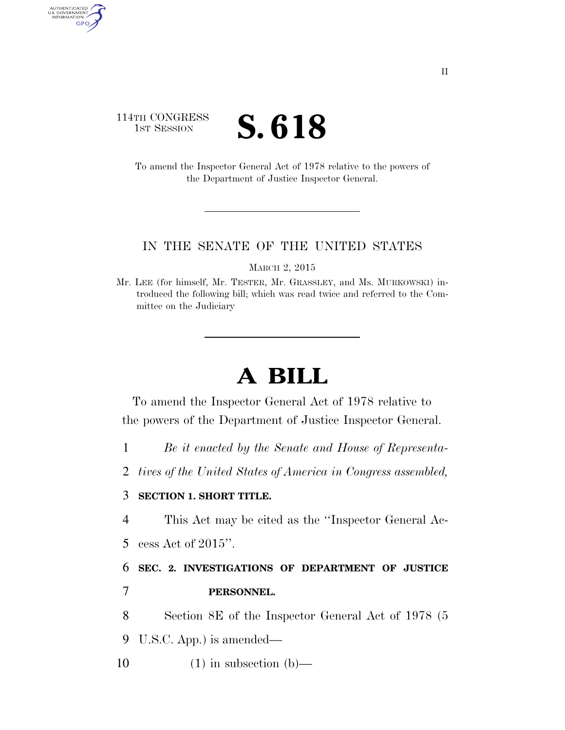II

114TH CONGRESS
1ST SESSION

# S. 618

To amend the Inspector General Act of 1978 relative to the powers of the Department of Justice Inspector General.

IN THE SENATE OF THE UNITED STATES

MARCH 2, 2015

Mr. LEE (for himself, Mr. TESTER, Mr. GRASSLEY, and Ms. MURKOWSKI) introduced the following bill; which was read twice and referred to the Committee on the Judiciary

# A BILL

To amend the Inspector General Act of 1978 relative to the powers of the Department of Justice Inspector General.

1 *Be it enacted by the Senate and House of Representa-*
2 *tives of the United States of America in Congress assembled,*

3 **SECTION 1. SHORT TITLE.**

4 This Act may be cited as the ''Inspector General Ac-
5 cess Act of 2015''.

6 **SEC. 2. INVESTIGATIONS OF DEPARTMENT OF JUSTICE**
7 **PERSONNEL.**

8 Section 8E of the Inspector General Act of 1978 (5
9 U.S.C. App.) is amended—

10 (1) in subsection (b)—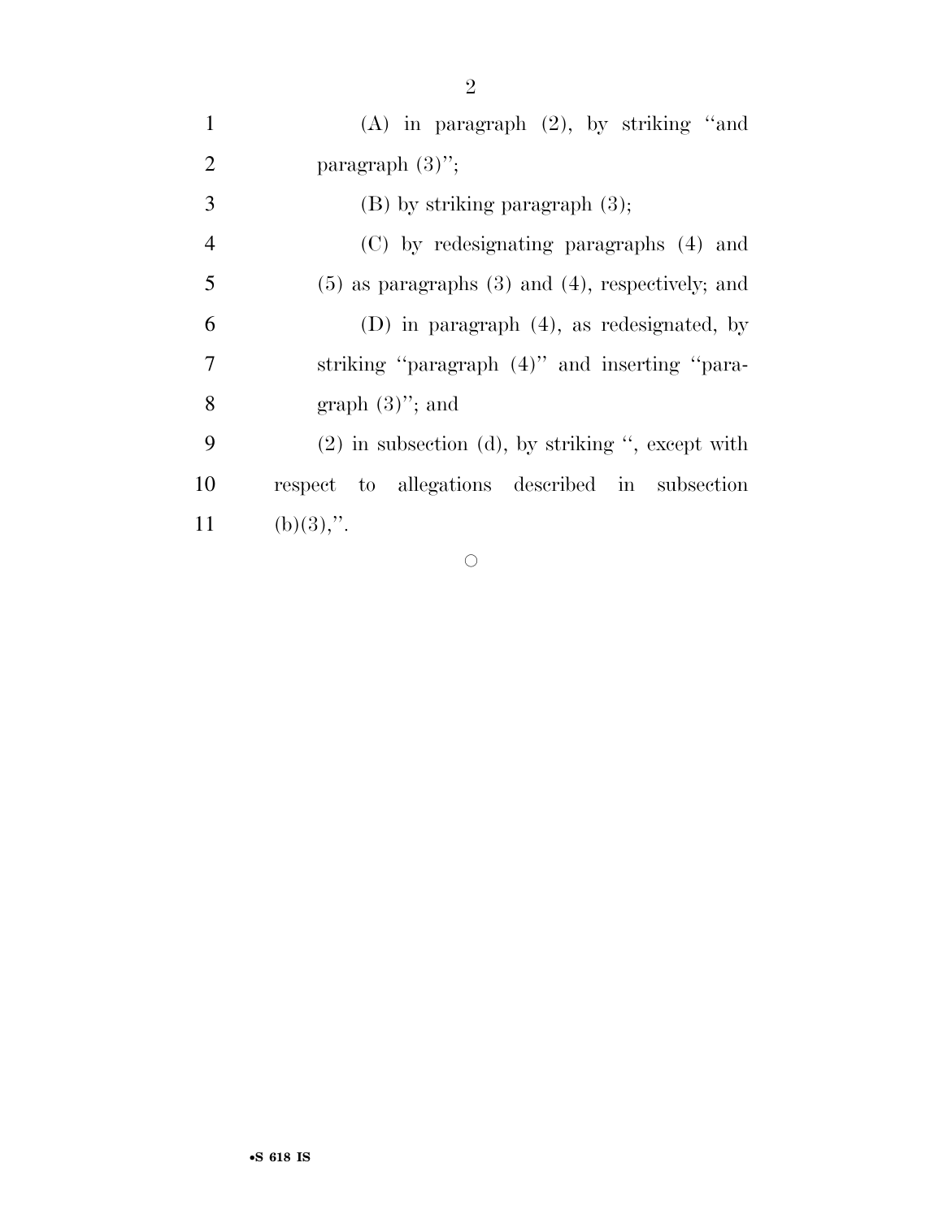(A) in paragraph (2), by striking "and paragraph (3)";

(B) by striking paragraph (3);

(C) by redesignating paragraphs (4) and (5) as paragraphs (3) and (4), respectively; and

(D) in paragraph (4), as redesignated, by striking "paragraph (4)" and inserting "paragraph (3)"; and

(2) in subsection (d), by striking ", except with respect to allegations described in subsection (b)(3),".

○